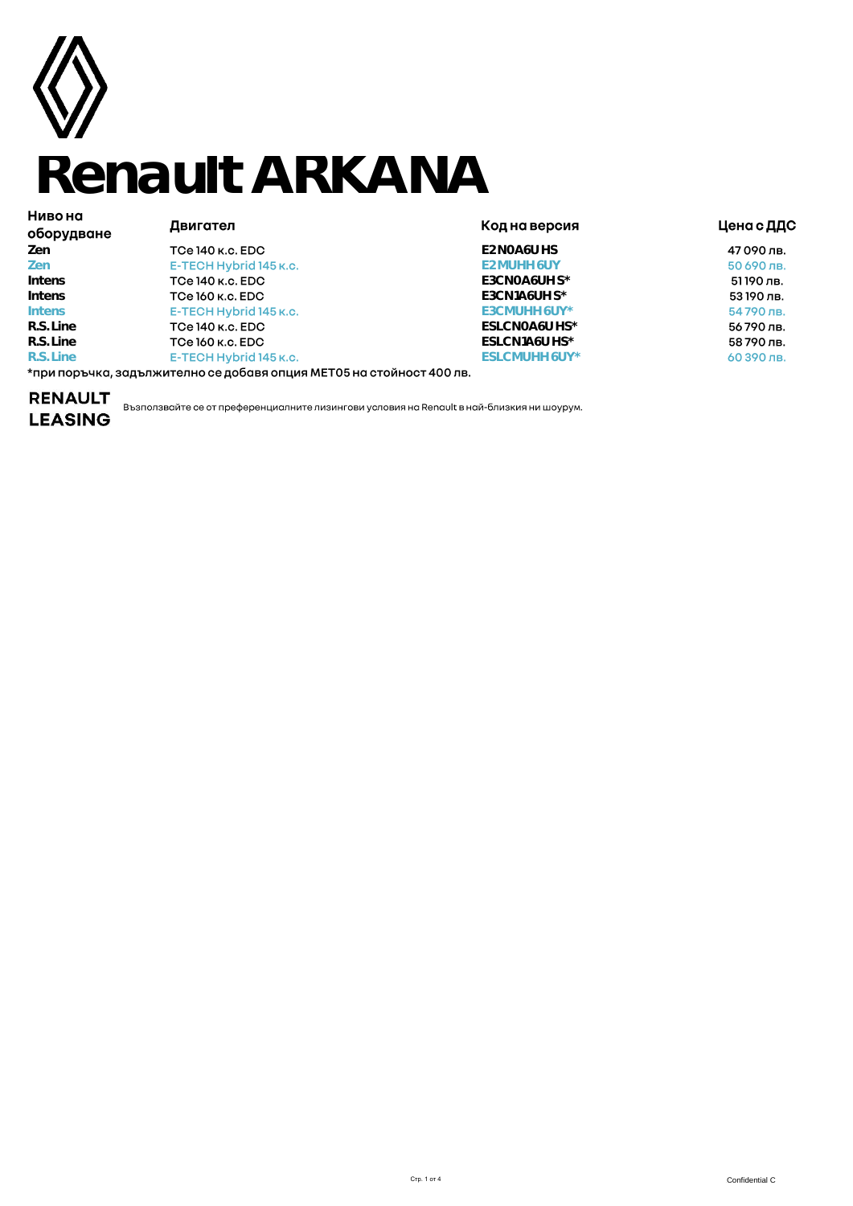# Renault ARKANA

| Ниво на оборудване | Двигател | Код на версия | Цена с ДДС |
|---|---|---|---|
| **Zen** | TCe 140 к.с. EDC | **E2 N0A6U HS** | 47 090 лв. |
| **Zen** | E-TECH Hybrid 145 к.с. | **E2 MUHH 6UY** | 50 690 лв. |
| **Intens** | TCe 140 к.с. EDC | **E3CN0A6UH S*** | 51 190 лв. |
| **Intens** | TCe 160 к.с. EDC | **E3CN1A6UH S*** | 53 190 лв. |
| **Intens** | E-TECH Hybrid 145 к.с. | **E3CMUHH 6UY*** | 54 790 лв. |
| **R.S. Line** | TCe 140 к.с. EDC | **ESLCN0A6U HS*** | 56 790 лв. |
| **R.S. Line** | TCe 160 к.с. EDC | **ESLCN1A6U HS*** | 58 790 лв. |
| **R.S. Line** | E-TECH Hybrid 145 к.с. | **ESLCMUHH 6UY*** | 60 390 лв. |

*при поръчка, задължително се добавя опция MET05 на стойност 400 лв.

**RENAULT LEASING**

Възползвайте се от преференциалните лизингови условия на Renault в най-близкия ни шоурум.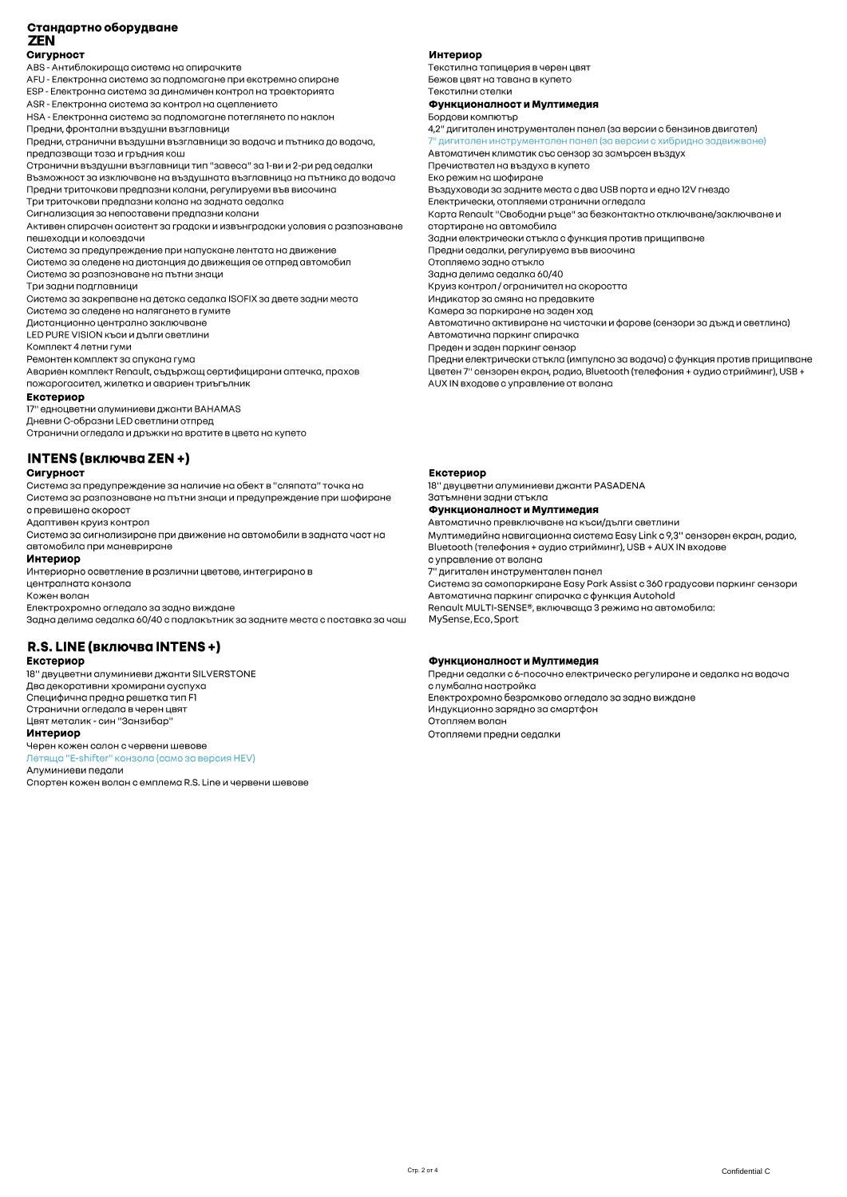# Стандартно оборудване

## ZEN

### Сигурност

ABS - Антиблокираща система на спирачките
AFU - Електронна система за подпомагане при екстремно спиране
ESP - Електронна система за динамичен контрол на траекторията
ASR - Електронна система за контрол на сцеплението
HSA - Електронна система за подпомагане потеглянето по наклон
Предни, фронтални въздушни възглавници
Предни, странични въздушни възглавници за водача и пътника до водача, предпазващи таза и гръдния кош
Странични въздушни възглавници тип "завеса" за 1-ви и 2-ри ред седалки
Възможност за изключване на въздушната възглавница на пътника до водача
Предни триточкови предпазни колани, регулируеми във височина
Три триточкови предпазни колана на задната седалка
Сигнализация за непоставени предпазни колани
Активен спирачен асистент за градски и извънградски условия с разпознаване пешеходци и колоездачи
Система за предупреждение при напускане лентата на движение
Система за следене на дистанция до движещия се отпред автомобил
Система за разпознаване на пътни знаци
Три задни подглавници
Система за закрепване на детска седалка ISOFIX за двете задни места
Система за следене на налягането в гумите
Дистанционно централно заключване
LED PURE VISION къси и дълги светлини
Комплект 4 летни гуми
Ремонтен комплект за спукана гума
Авариен комплект Renault, съдържащ сертифицирани аптечка, прахов пожарогасител, жилетка и авариен триъгълник

### Екстериор

17'' едноцветни алуминиеви джанти BAHAMAS
Дневни С-образни LED светлини отпред
Странични огледала и дръжки на вратите в цвета на купето

### Интериор

Текстилна тапицерия в черен цвят
Бежов цвят на тавана в купето
Текстилни стелки

### Функционалност и Мултимедия

Бордови компютър
4,2'' дигитален инструментален панел (за версии с бензинов двигател)
7'' дигитален инструментален панел (за версии с хибридно задвижване)
Автоматичен климатик със сензор за замърсен въздух
Пречиствател на въздуха в купето
Еко режим на шофиране
Въздуховоди за задните места с два USB порта и едно 12V гнездо
Електрически, отопляеми странични огледала
Карта Renault "Свободни ръце" за безконтактно отключване/заключване и стартиране на автомобила
Задни електрически стъкла с функция против прищипване
Предни седалки, регулируема във височина
Отопляемо задно стъкло
Задна делима седалка 60/40
Круиз контрол / ограничител на скоростта
Индикатор за смяна на предавките
Камера за паркиране на заден ход
Автоматично активиране на чистачки и фарове (сензори за дъжд и светлина)
Автоматична паркинг спирачка
Преден и заден паркинг сензор
Предни електрически стъкла (импулсно за водача) с функция против прищипване
Цветен 7'' сензорен екран, радио, Bluetooth (телефония + аудио стрийминг), USB + AUX IN входове с управление от волана

## INTENS (включва ZEN +)

### Сигурност

Система за предупреждение за наличие на обект в "сляпата" точка на
Система за разпознаване на пътни знаци и предупреждение при шофиране с превишена скорост
Адаптивен круиз контрол
Система за сигнализиране при движение на автомобили в задната част на автомобила при маневриране

### Интериор

Интериорно осветление в различни цветове, интегрирано в централната конзола
Кожен волан
Електрохромно огледало за задно виждане
Задна делима седалка 60/40 с подлакътник за задните места с поставка за чаш

### Екстериор

18'' двуцветни алуминиеви джанти PASADENA
Затъмнени задни стъкла

### Функционалност и Мултимедия

Автоматично превключване на къси/дълги светлини
Мултимедийна навигационна система Easy Link с 9,3'' сензорен екран, радио, Bluetooth (телефония + аудио стрийминг), USB + AUX IN входове с управление от волана
7'' дигитален инструментален панел
Система за самопаркиране Easy Park Assist с 360 градусови паркинг сензори
Автоматична паркинг спирачка с функция Autohold
Renault MULTI-SENSE®, включваща 3 режима на автомобила: MySense, Eco, Sport

## R.S. LINE (включва INTENS +)

### Екстериор

18'' двуцветни алуминиеви джанти SILVERSTONE
Два декоративни хромирани ауспуха
Специфична предна решетка тип F1
Странични огледала в черен цвят
Цвят металик - син "Занзибар"

### Интериор

Черен кожен салон с червени шевове
Летяща "E-shifter" конзола (само за версия HEV)
Алуминиеви педали
Спортен кожен волан с емблема R.S. Line и червени шевове

### Функционалност и Мултимедия

Предни седалки с 6-посочно електрическо регулиране и седалка на водача с лумбална настройка
Електрохромно безрамково огледало за задно виждане
Индукционно зарядно за смартфон
Отопляем волан
Отопляеми предни седалки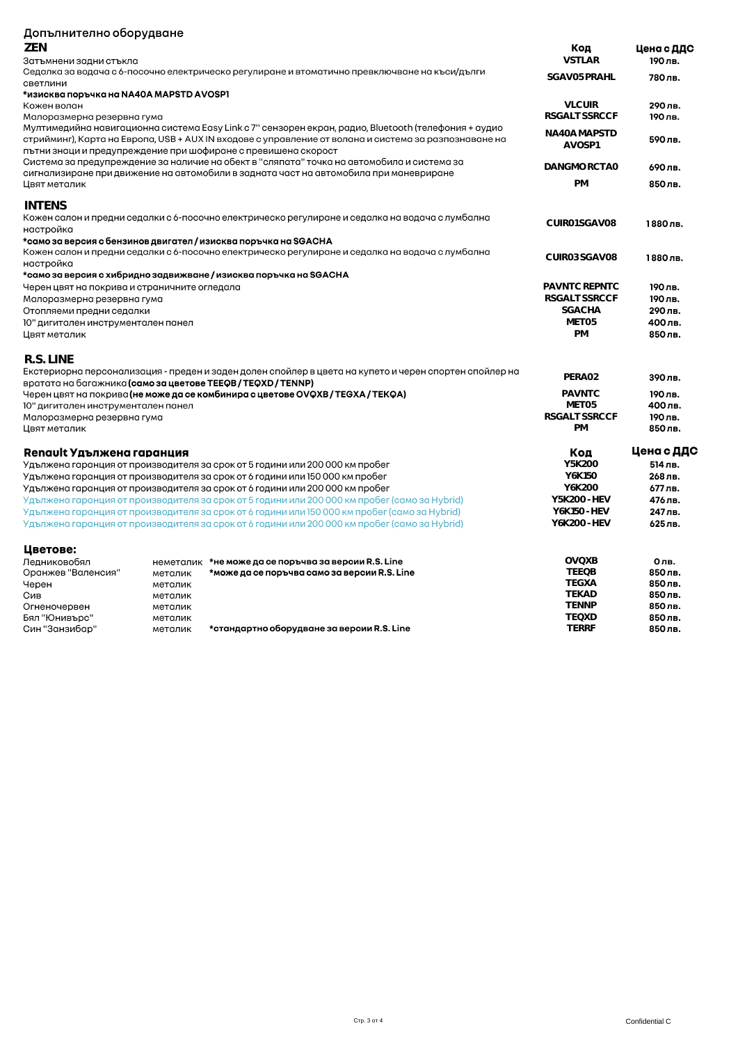## Допълнително оборудване

### ZEN

| | Код | Цена с ДДС |
|---|---|---|
| Затъмнени задни стъкла | VSTLAR | 190 лв. |
| Седалка за водача с 6-посочно електрическо регулиране и втоматично превключване на къси/дълги светлини | SGAV05 PRAHL | 780 лв. |
| **\*изисква поръчка на NA40A MAPSTD AVOSP1** | | |
| Кожен волан | VLCUIR | 290 лв. |
| Малоразмерна резервна гума | RSGALT SSRCCF | 190 лв. |
| Мултимедийна навигационна система Easy Link с 7'' сензорен екран, радио, Bluetooth (телефония + аудио стрийминг), Карта на Европа, USB + AUX IN входове с управление от волана и система за разпознаване на пътни знаци и предупреждение при шофиране с превишена скорост | NA40A MAPSTD AVOSP1 | 590 лв. |
| Система за предупреждение за наличие на обект в "сляпата" точка на автомобила и система за сигнализиране при движение на автомобили в задната част на автомобила при маневриране | DANGMO RCTA0 | 690 лв. |
| Цвят металик | PM | 850 лв. |

### INTENS

| | | |
|---|---|---|
| Кожен салон и предни седалки с 6-посочно електрическо регулиране и седалка на водача с лумбална настройка | CUIR01SGAV08 | 1880 лв. |
| **\*само за версия с бензинов двигател / изисква поръчка на SGACHA** | | |
| Кожен салон и предни седалки с 6-посочно електрическо регулиране и седалка на водача с лумбална настройка | CUIR03 SGAV08 | 1880 лв. |
| **\*само за версия с хибридно задвижване / изисква поръчка на SGACHA** | | |
| Черен цвят на покрива и страничните огледала | PAVNTC REPNTC | 190 лв. |
| Малоразмерна резервна гума | RSGALT SSRCCF | 190 лв. |
| Отопляеми предни седалки | SGACHA | 290 лв. |
| 10" дигитален инструментален панел | MET05 | 400 лв. |
| Цвят металик | PM | 850 лв. |

### R.S. LINE

| | | |
|---|---|---|
| Екстериорна персонализация - преден и заден долен спойлер в цвета на купето и черен спортен спойлер на вратата на багажника **(само за цветове TEEQB / TEQXD / TENNP)** | PERA02 | 390 лв. |
| Черен цвят на покрива **(не може да се комбинира с цветове OVQXB / TEGXA / TEKQA)** | PAVNTC | 190 лв. |
| 10" дигитален инструментален панел | MET05 | 400 лв. |
| Малоразмерна резервна гума | RSGALT SSRCCF | 190 лв. |
| Цвят металик | PM | 850 лв. |

### Renault Удължена гаранция

| | Код | Цена с ДДС |
|---|---|---|
| Удължена гаранция от производителя за срок от 5 години или 200 000 км пробег | Y5K200 | 514 лв. |
| Удължена гаранция от производителя за срок от 6 години или 150 000 км пробег | Y6K150 | 268 лв. |
| Удължена гаранция от производителя за срок от 6 години или 200 000 км пробег | Y6K200 | 677 лв. |
| Удължена гаранция от производителя за срок от 5 години или 200 000 км пробег (само за Hybrid) | Y5K200 - HEV | 476 лв. |
| Удължена гаранция от производителя за срок от 6 години или 150 000 км пробег (само за Hybrid) | Y6K150 - HEV | 247 лв. |
| Удължена гаранция от производителя за срок от 6 години или 200 000 км пробег (само за Hybrid) | Y6K200 - HEV | 625 лв. |

### Цветове:

| | | | | |
|---|---|---|---|---|
| Ледниковобял | неметалик | **\*не може да се поръчва за версии R.S. Line** | OVQXB | 0 лв. |
| Оранжев "Валенсия" | металик | **\*може да се поръчва само за версии R.S. Line** | TEEQB | 850 лв. |
| Черен | металик | | TEGXA | 850 лв. |
| Сив | металик | | TEKAD | 850 лв. |
| Огненочервен | металик | | TENNP | 850 лв. |
| Бял "Юнивърс" | металик | | TEQXD | 850 лв. |
| Син "Занзибар" | металик | **\*стандартно оборудване за версии R.S. Line** | TERRF | 850 лв. |

Confidential C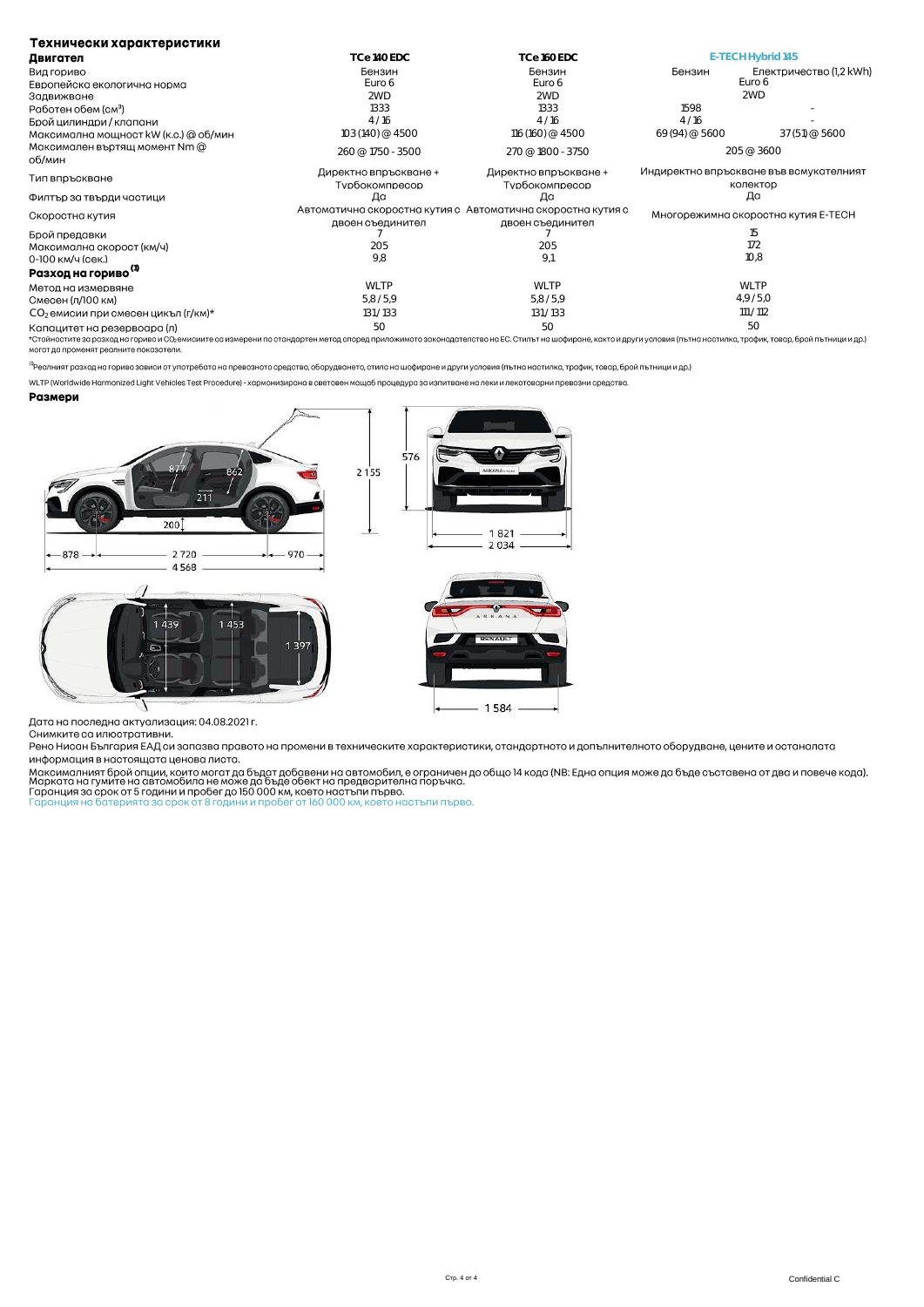## Технически характеристики

| Двигател | TCe 140 EDC | TCe 160 EDC | E-TECH Hybrid 145 | |
|---|---|---|---|---|
| Вид гориво | Бензин | Бензин | Бензин | Електричество (1,2 kWh) |
| Европейска екологична норма | Euro 6 | Euro 6 | Euro 6 | |
| Задвижване | 2WD | 2WD | 2WD | |
| Работен обем (см³) | 1333 | 1333 | 1598 | - |
| Брой цилиндри / клапани | 4 / 16 | 4 / 16 | 4 / 16 | - |
| Максимална мощност kW (к.с.) @ об/мин | 103 (140) @ 4500 | 116 (160) @ 4500 | 69 (94) @ 5600 | 37 (51) @ 5600 |
| Максимален въртящ момент Nm @ об/мин | 260 @ 1750 - 3500 | 270 @ 1800 - 3750 | 205 @ 3600 | |
| Тип впръскване | Директно впръскване + Турбокомпресор | Директно впръскване + Турбокомпресор | Индиректно впръскване във всмукателният колектор | |
| Филтър за твърди частици | Да | Да | Да | |
| Скоростна кутия | Автоматична скоростна кутия с двоен съединител | Автоматична скоростна кутия с двоен съединител | Многорежимна скоростна кутия E-TECH | |
| Брой предавки | 7 | 7 | 15 | |
| Максимална скорост (км/ч) | 205 | 205 | 172 | |
| 0-100 км/ч (сек.) | 9,8 | 9,1 | 10,8 | |
| **Разход на гориво**[1] | | | | |
| Метод на измерване | WLTP | WLTP | WLTP | |
| Смесен (л/100 км) | 5,8 / 5,9 | 5,8 / 5,9 | 4,9 / 5,0 | |
| $CO_2$ емисии при смесен цикъл (г/км)* | 131 / 133 | 131 / 133 | 111 / 112 | |
| Капацитет на резервоара (л) | 50 | 50 | 50 | |

*Стойностите за разход на гориво и $CO_2$ емисиите са измерени по стандартен метод според приложимото законодателство на ЕС. Стилът на шофиране, както и други условия (пътна настилка, трафик, товар, брой пътници и др.) могат да променят реалните показатели.

[1]Реалният разход на гориво зависи от употребата на превозното средство, оборудването, стила на шофиране и други условия (пътна настилка, трафик, товар, брой пътници и др.)

WLTP (Worldwide Harmonized Light Vehicles Test Procedure) - хармонизирана в световен мащаб процедура за изпитване на леки и лекотоварни превозни средства.

## Размери

877
862
211
200
2 155
878
2 720
970
4 568
576
1 821
2 034
1 439
1 453
1 397
1 584

Дата на последна актуализация: 04.08.2021 г.

Снимките са илюстративни.

Рено Нисан България ЕАД си запазва правото на промени в техническите характеристики, стандартното и допълнителното оборудване, цените и останалата информация в настоящата ценова листа.

Максималният брой опции, които могат да бъдат добавени на автомобил, е ограничен до общо 14 кода (NB: Една опция може да бъде съставена от два и повече кода).
Марката на гумите на автомобила не може да бъде обект на предварителна поръчка.
Гаранция за срок от 5 години и пробег до 150 000 км, което настъпи първо.
Гаранция на батерията за срок от 8 години и пробег от 160 000 км, което настъпи първо.